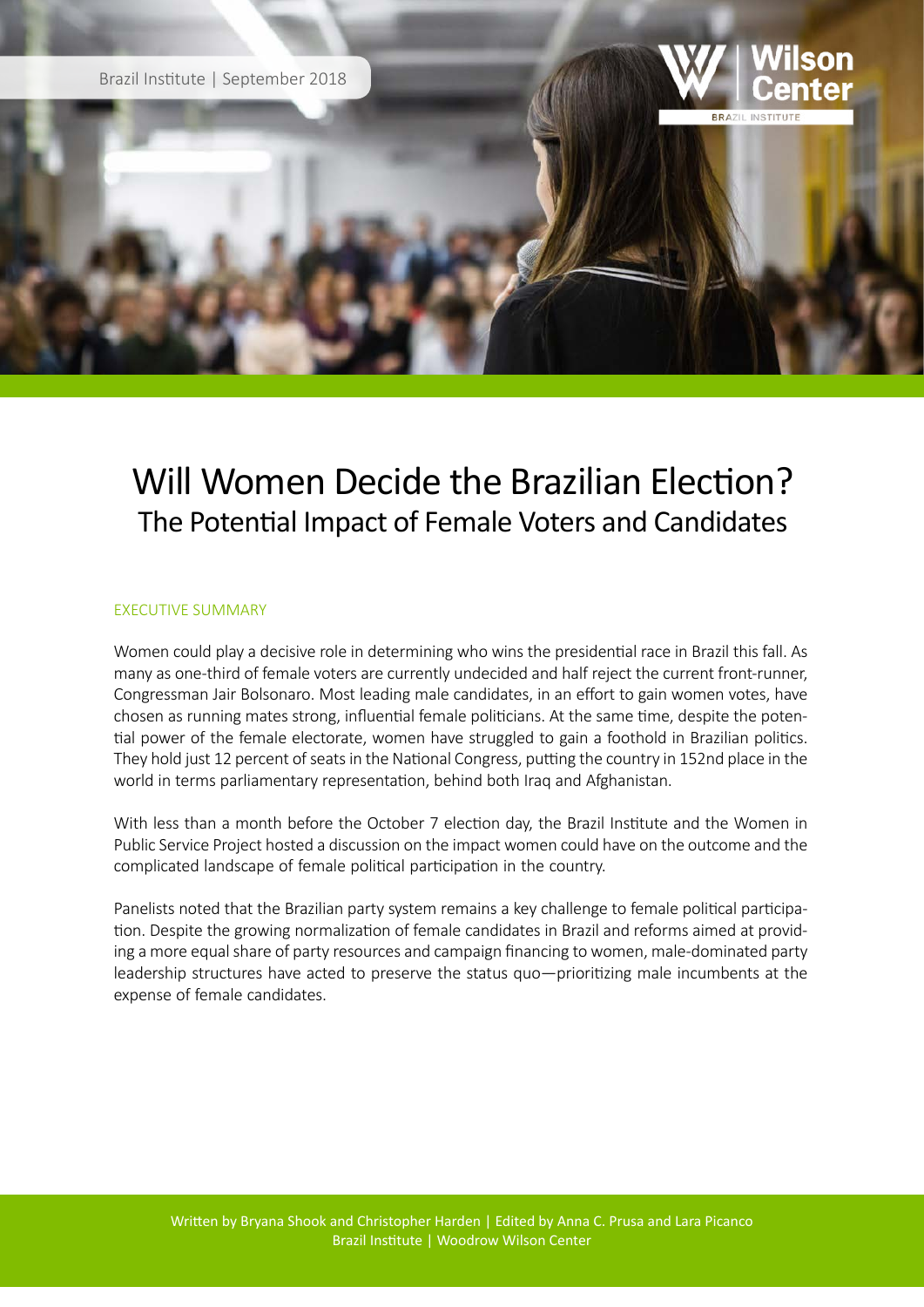Brazil Institute | September 2018

# Will Women Decide the Brazilian Election?

## The Potential Impact of Female Voters and Candidates

### EXECUTIVE SUMMARY

Women could play a decisive role in determining who wins the presidential race in Brazil this fall. As many as one-third of female voters are currently undecided and half reject the current front-runner, Congressman Jair Bolsonaro. Most leading male candidates, in an effort to gain women votes, have chosen as running mates strong, influential female politicians. At the same time, despite the potential power of the female electorate, women have struggled to gain a foothold in Brazilian politics. They hold just 12 percent of seats in the National Congress, putting the country in 152nd place in the world in terms parliamentary representation, behind both Iraq and Afghanistan.

With less than a month before the October 7 election day, the Brazil Institute and the Women in Public Service Project hosted a discussion on the impact women could have on the outcome and the complicated landscape of female political participation in the country.

Panelists noted that the Brazilian party system remains a key challenge to female political participation. Despite the growing normalization of female candidates in Brazil and reforms aimed at providing a more equal share of party resources and campaign financing to women, male-dominated party leadership structures have acted to preserve the status quo—prioritizing male incumbents at the expense of female candidates.

Written by Bryana Shook and Christopher Harden | Edited by Anna C. Prusa and Lara Picanco
Brazil Institute | Woodrow Wilson Center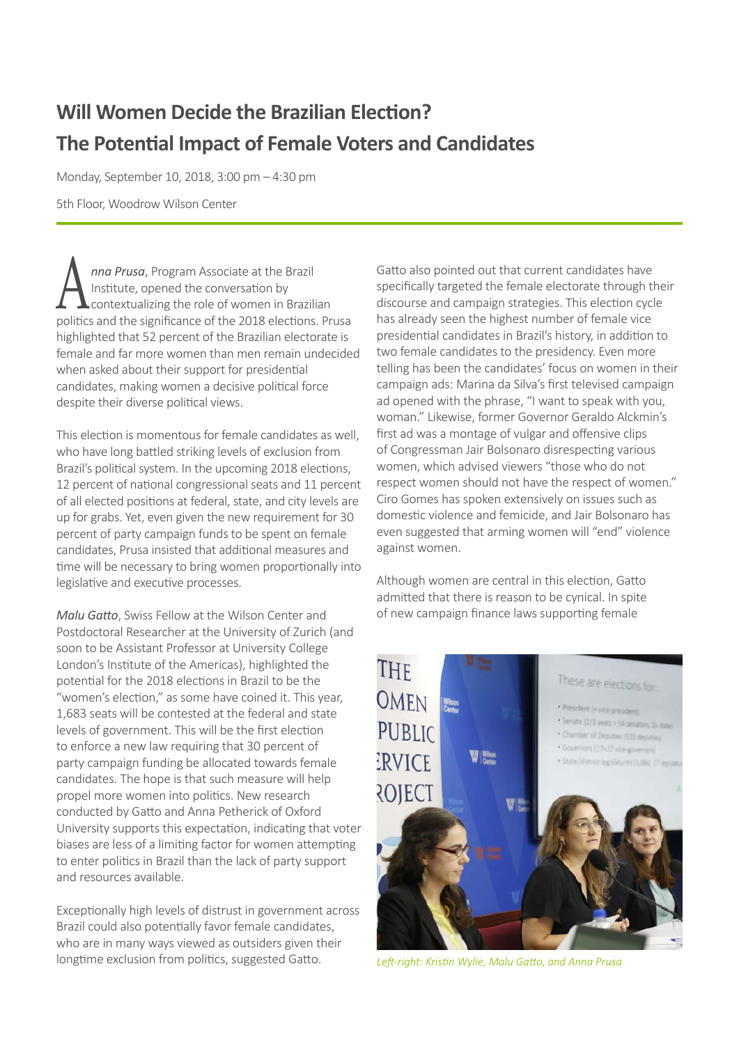# Will Women Decide the Brazilian Election?
# The Potential Impact of Female Voters and Candidates

Monday, September 10, 2018, 3:00 pm – 4:30 pm

5th Floor, Woodrow Wilson Center

***Anna Prusa***, Program Associate at the Brazil Institute, opened the conversation by contextualizing the role of women in Brazilian politics and the significance of the 2018 elections. Prusa highlighted that 52 percent of the Brazilian electorate is female and far more women than men remain undecided when asked about their support for presidential candidates, making women a decisive political force despite their diverse political views.

This election is momentous for female candidates as well, who have long battled striking levels of exclusion from Brazil's political system. In the upcoming 2018 elections, 12 percent of national congressional seats and 11 percent of all elected positions at federal, state, and city levels are up for grabs. Yet, even given the new requirement for 30 percent of party campaign funds to be spent on female candidates, Prusa insisted that additional measures and time will be necessary to bring women proportionally into legislative and executive processes.

*Malu Gatto*, Swiss Fellow at the Wilson Center and Postdoctoral Researcher at the University of Zurich (and soon to be Assistant Professor at University College London's Institute of the Americas), highlighted the potential for the 2018 elections in Brazil to be the "women's election," as some have coined it. This year, 1,683 seats will be contested at the federal and state levels of government. This will be the first election to enforce a new law requiring that 30 percent of party campaign funding be allocated towards female candidates. The hope is that such measure will help propel more women into politics. New research conducted by Gatto and Anna Petherick of Oxford University supports this expectation, indicating that voter biases are less of a limiting factor for women attempting to enter politics in Brazil than the lack of party support and resources available.

Exceptionally high levels of distrust in government across Brazil could also potentially favor female candidates, who are in many ways viewed as outsiders given their longtime exclusion from politics, suggested Gatto.

Gatto also pointed out that current candidates have specifically targeted the female electorate through their discourse and campaign strategies. This election cycle has already seen the highest number of female vice presidential candidates in Brazil's history, in addition to two female candidates to the presidency. Even more telling has been the candidates' focus on women in their campaign ads: Marina da Silva's first televised campaign ad opened with the phrase, "I want to speak with you, woman." Likewise, former Governor Geraldo Alckmin's first ad was a montage of vulgar and offensive clips of Congressman Jair Bolsonaro disrespecting various women, which advised viewers "those who do not respect women should not have the respect of women." Ciro Gomes has spoken extensively on issues such as domestic violence and femicide, and Jair Bolsonaro has even suggested that arming women will "end" violence against women.

Although women are central in this election, Gatto admitted that there is reason to be cynical. In spite of new campaign finance laws supporting female

*Left-right: Kristin Wylie, Malu Gatto, and Anna Prusa*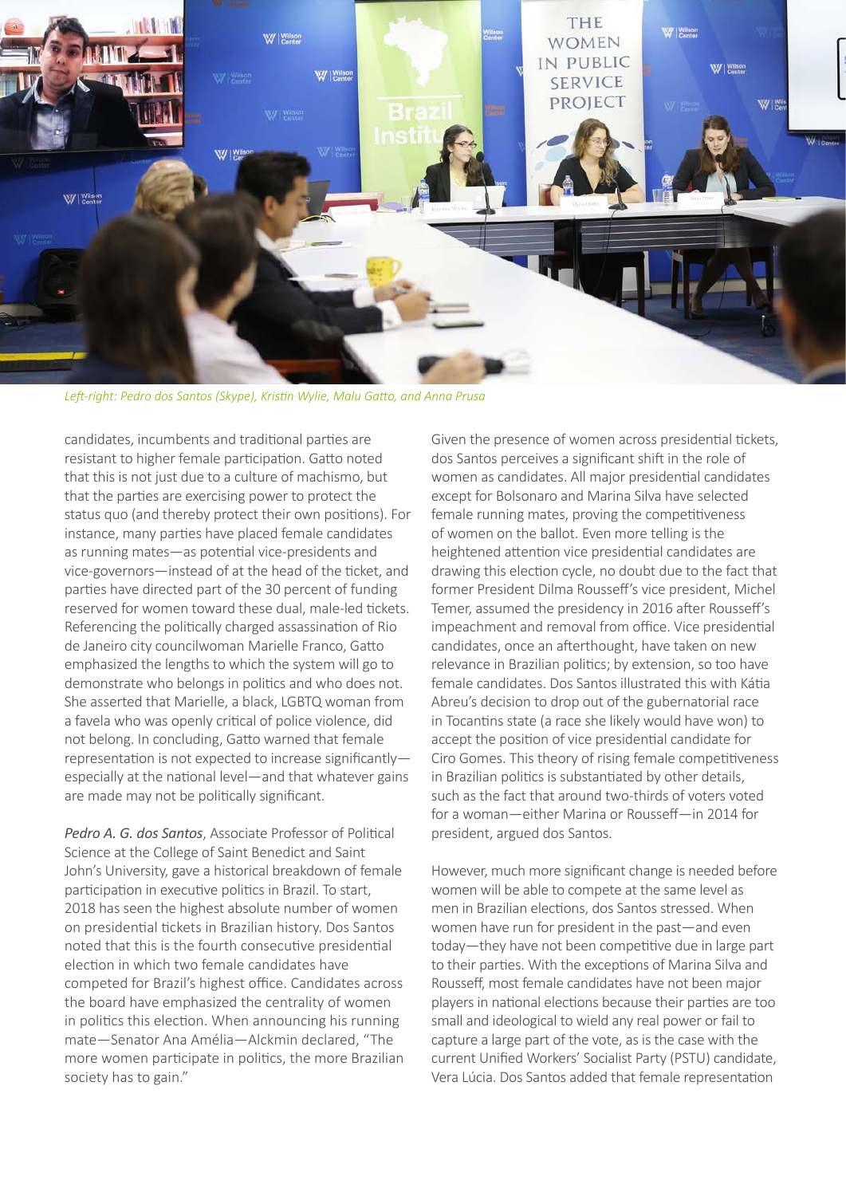*Left-right: Pedro dos Santos (Skype), Kristin Wylie, Malu Gatto, and Anna Prusa*

candidates, incumbents and traditional parties are resistant to higher female participation. Gatto noted that this is not just due to a culture of machismo, but that the parties are exercising power to protect the status quo (and thereby protect their own positions). For instance, many parties have placed female candidates as running mates—as potential vice-presidents and vice-governors—instead of at the head of the ticket, and parties have directed part of the 30 percent of funding reserved for women toward these dual, male-led tickets. Referencing the politically charged assassination of Rio de Janeiro city councilwoman Marielle Franco, Gatto emphasized the lengths to which the system will go to demonstrate who belongs in politics and who does not. She asserted that Marielle, a black, LGBTQ woman from a favela who was openly critical of police violence, did not belong. In concluding, Gatto warned that female representation is not expected to increase significantly—especially at the national level—and that whatever gains are made may not be politically significant.

*Pedro A. G. dos Santos*, Associate Professor of Political Science at the College of Saint Benedict and Saint John's University, gave a historical breakdown of female participation in executive politics in Brazil. To start, 2018 has seen the highest absolute number of women on presidential tickets in Brazilian history. Dos Santos noted that this is the fourth consecutive presidential election in which two female candidates have competed for Brazil's highest office. Candidates across the board have emphasized the centrality of women in politics this election. When announcing his running mate—Senator Ana Amélia—Alckmin declared, "The more women participate in politics, the more Brazilian society has to gain."

Given the presence of women across presidential tickets, dos Santos perceives a significant shift in the role of women as candidates. All major presidential candidates except for Bolsonaro and Marina Silva have selected female running mates, proving the competitiveness of women on the ballot. Even more telling is the heightened attention vice presidential candidates are drawing this election cycle, no doubt due to the fact that former President Dilma Rousseff's vice president, Michel Temer, assumed the presidency in 2016 after Rousseff's impeachment and removal from office. Vice presidential candidates, once an afterthought, have taken on new relevance in Brazilian politics; by extension, so too have female candidates. Dos Santos illustrated this with Kátia Abreu's decision to drop out of the gubernatorial race in Tocantins state (a race she likely would have won) to accept the position of vice presidential candidate for Ciro Gomes. This theory of rising female competitiveness in Brazilian politics is substantiated by other details, such as the fact that around two-thirds of voters voted for a woman—either Marina or Rousseff—in 2014 for president, argued dos Santos.

However, much more significant change is needed before women will be able to compete at the same level as men in Brazilian elections, dos Santos stressed. When women have run for president in the past—and even today—they have not been competitive due in large part to their parties. With the exceptions of Marina Silva and Rousseff, most female candidates have not been major players in national elections because their parties are too small and ideological to wield any real power or fail to capture a large part of the vote, as is the case with the current Unified Workers' Socialist Party (PSTU) candidate, Vera Lúcia. Dos Santos added that female representation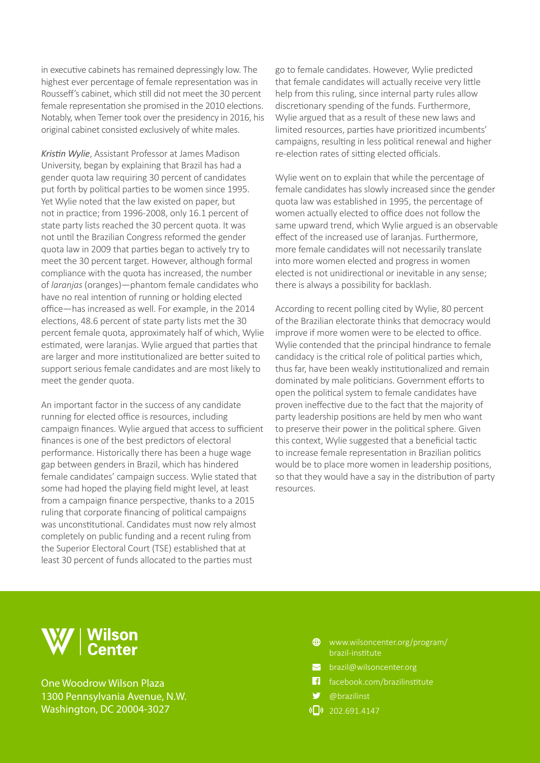in executive cabinets has remained depressingly low. The highest ever percentage of female representation was in Rousseff's cabinet, which still did not meet the 30 percent female representation she promised in the 2010 elections. Notably, when Temer took over the presidency in 2016, his original cabinet consisted exclusively of white males.

*Kristin Wylie*, Assistant Professor at James Madison University, began by explaining that Brazil has had a gender quota law requiring 30 percent of candidates put forth by political parties to be women since 1995. Yet Wylie noted that the law existed on paper, but not in practice; from 1996-2008, only 16.1 percent of state party lists reached the 30 percent quota. It was not until the Brazilian Congress reformed the gender quota law in 2009 that parties began to actively try to meet the 30 percent target. However, although formal compliance with the quota has increased, the number of *laranjas* (oranges)—phantom female candidates who have no real intention of running or holding elected office—has increased as well. For example, in the 2014 elections, 48.6 percent of state party lists met the 30 percent female quota, approximately half of which, Wylie estimated, were laranjas. Wylie argued that parties that are larger and more institutionalized are better suited to support serious female candidates and are most likely to meet the gender quota.

An important factor in the success of any candidate running for elected office is resources, including campaign finances. Wylie argued that access to sufficient finances is one of the best predictors of electoral performance. Historically there has been a huge wage gap between genders in Brazil, which has hindered female candidates' campaign success. Wylie stated that some had hoped the playing field might level, at least from a campaign finance perspective, thanks to a 2015 ruling that corporate financing of political campaigns was unconstitutional. Candidates must now rely almost completely on public funding and a recent ruling from the Superior Electoral Court (TSE) established that at least 30 percent of funds allocated to the parties must go to female candidates. However, Wylie predicted that female candidates will actually receive very little help from this ruling, since internal party rules allow discretionary spending of the funds. Furthermore, Wylie argued that as a result of these new laws and limited resources, parties have prioritized incumbents' campaigns, resulting in less political renewal and higher re-election rates of sitting elected officials.

Wylie went on to explain that while the percentage of female candidates has slowly increased since the gender quota law was established in 1995, the percentage of women actually elected to office does not follow the same upward trend, which Wylie argued is an observable effect of the increased use of laranjas. Furthermore, more female candidates will not necessarily translate into more women elected and progress in women elected is not unidirectional or inevitable in any sense; there is always a possibility for backlash.

According to recent polling cited by Wylie, 80 percent of the Brazilian electorate thinks that democracy would improve if more women were to be elected to office. Wylie contended that the principal hindrance to female candidacy is the critical role of political parties which, thus far, have been weakly institutionalized and remain dominated by male politicians. Government efforts to open the political system to female candidates have proven ineffective due to the fact that the majority of party leadership positions are held by men who want to preserve their power in the political sphere. Given this context, Wylie suggested that a beneficial tactic to increase female representation in Brazilian politics would be to place more women in leadership positions, so that they would have a say in the distribution of party resources.

Wilson Center

One Woodrow Wilson Plaza
1300 Pennsylvania Avenue, N.W.
Washington, DC 20004-3027

www.wilsoncenter.org/program/brazil-institute
brazil@wilsoncenter.org
facebook.com/brazilinstitute
@brazilinst
202.691.4147